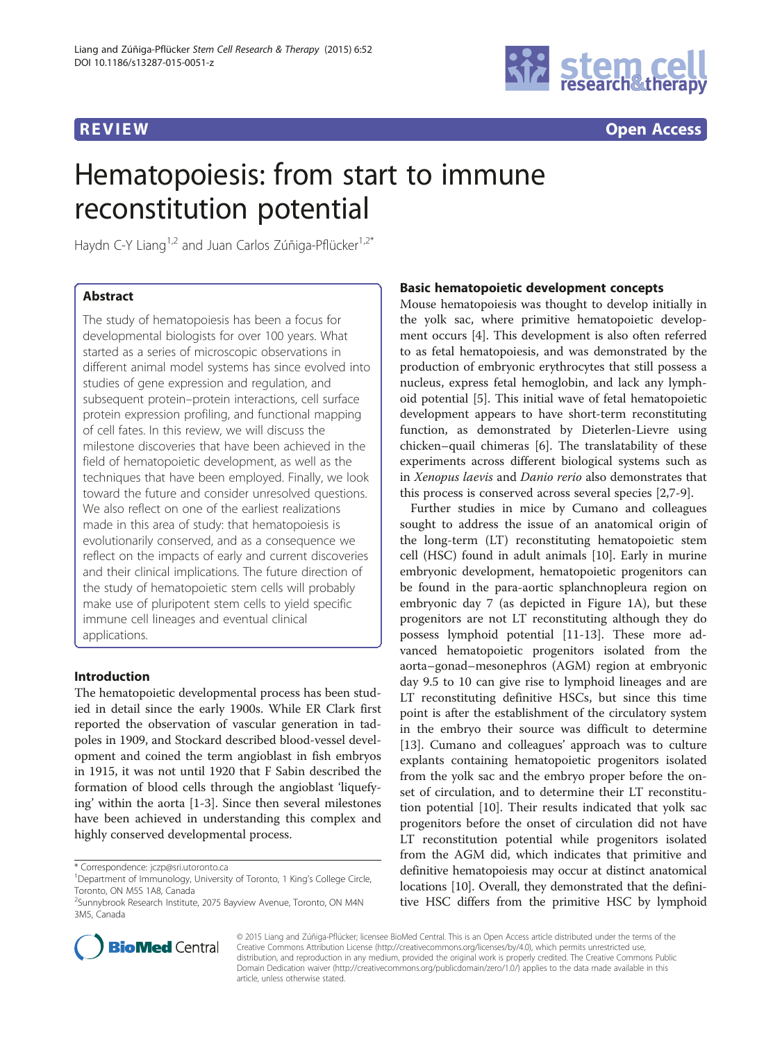**REVIEW** **Open Access**

# Hematopoiesis: from start to immune reconstitution potential

Haydn C-Y Liang[1,2] and Juan Carlos Zúñiga-Pflücker[1,2*]

## Abstract

The study of hematopoiesis has been a focus for developmental biologists for over 100 years. What started as a series of microscopic observations in different animal model systems has since evolved into studies of gene expression and regulation, and subsequent protein–protein interactions, cell surface protein expression profiling, and functional mapping of cell fates. In this review, we will discuss the milestone discoveries that have been achieved in the field of hematopoietic development, as well as the techniques that have been employed. Finally, we look toward the future and consider unresolved questions. We also reflect on one of the earliest realizations made in this area of study: that hematopoiesis is evolutionarily conserved, and as a consequence we reflect on the impacts of early and current discoveries and their clinical implications. The future direction of the study of hematopoietic stem cells will probably make use of pluripotent stem cells to yield specific immune cell lineages and eventual clinical applications.

## Introduction

The hematopoietic developmental process has been studied in detail since the early 1900s. While ER Clark first reported the observation of vascular generation in tadpoles in 1909, and Stockard described blood-vessel development and coined the term angioblast in fish embryos in 1915, it was not until 1920 that F Sabin described the formation of blood cells through the angioblast 'liquefying' within the aorta [1-3]. Since then several milestones have been achieved in understanding this complex and highly conserved developmental process.

## Basic hematopoietic development concepts

Mouse hematopoiesis was thought to develop initially in the yolk sac, where primitive hematopoietic development occurs [4]. This development is also often referred to as fetal hematopoiesis, and was demonstrated by the production of embryonic erythrocytes that still possess a nucleus, express fetal hemoglobin, and lack any lymphoid potential [5]. This initial wave of fetal hematopoietic development appears to have short-term reconstituting function, as demonstrated by Dieterlen-Lievre using chicken–quail chimeras [6]. The translatability of these experiments across different biological systems such as in *Xenopus laevis* and *Danio rerio* also demonstrates that this process is conserved across several species [2,7-9].

Further studies in mice by Cumano and colleagues sought to address the issue of an anatomical origin of the long-term (LT) reconstituting hematopoietic stem cell (HSC) found in adult animals [10]. Early in murine embryonic development, hematopoietic progenitors can be found in the para-aortic splanchnopleura region on embryonic day 7 (as depicted in Figure 1A), but these progenitors are not LT reconstituting although they do possess lymphoid potential [11-13]. These more advanced hematopoietic progenitors isolated from the aorta–gonad–mesonephros (AGM) region at embryonic day 9.5 to 10 can give rise to lymphoid lineages and are LT reconstituting definitive HSCs, but since this time point is after the establishment of the circulatory system in the embryo their source was difficult to determine [13]. Cumano and colleagues' approach was to culture explants containing hematopoietic progenitors isolated from the yolk sac and the embryo proper before the onset of circulation, and to determine their LT reconstitution potential [10]. Their results indicated that yolk sac progenitors before the onset of circulation did not have LT reconstitution potential while progenitors isolated from the AGM did, which indicates that primitive and definitive hematopoiesis may occur at distinct anatomical locations [10]. Overall, they demonstrated that the definitive HSC differs from the primitive HSC by lymphoid

* Correspondence: jczp@sri.utoronto.ca
[1]Department of Immunology, University of Toronto, 1 King's College Circle, Toronto, ON M5S 1A8, Canada
[2]Sunnybrook Research Institute, 2075 Bayview Avenue, Toronto, ON M4N 3M5, Canada

© 2015 Liang and Zúñiga-Pflücker; licensee BioMed Central. This is an Open Access article distributed under the terms of the Creative Commons Attribution License (http://creativecommons.org/licenses/by/4.0), which permits unrestricted use, distribution, and reproduction in any medium, provided the original work is properly credited. The Creative Commons Public Domain Dedication waiver (http://creativecommons.org/publicdomain/zero/1.0/) applies to the data made available in this article, unless otherwise stated.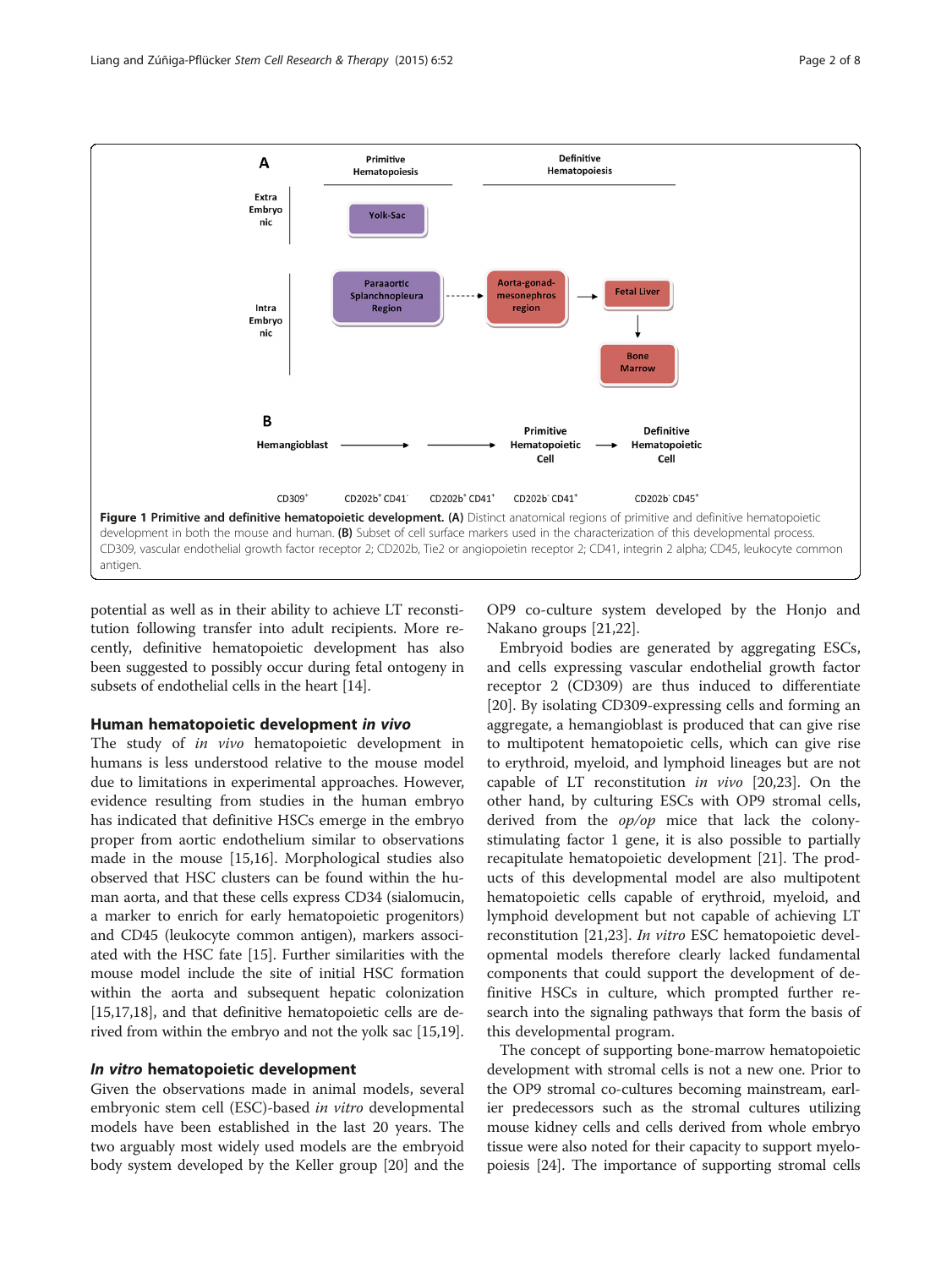**Figure 1 Primitive and definitive hematopoietic development. (A)** Distinct anatomical regions of primitive and definitive hematopoietic development in both the mouse and human. **(B)** Subset of cell surface markers used in the characterization of this developmental process. CD309, vascular endothelial growth factor receptor 2; CD202b, Tie2 or angiopoietin receptor 2; CD41, integrin 2 alpha; CD45, leukocyte common antigen.

potential as well as in their ability to achieve LT reconstitution following transfer into adult recipients. More recently, definitive hematopoietic development has also been suggested to possibly occur during fetal ontogeny in subsets of endothelial cells in the heart [14].

## Human hematopoietic development *in vivo*

The study of *in vivo* hematopoietic development in humans is less understood relative to the mouse model due to limitations in experimental approaches. However, evidence resulting from studies in the human embryo has indicated that definitive HSCs emerge in the embryo proper from aortic endothelium similar to observations made in the mouse [15,16]. Morphological studies also observed that HSC clusters can be found within the human aorta, and that these cells express CD34 (sialomucin, a marker to enrich for early hematopoietic progenitors) and CD45 (leukocyte common antigen), markers associated with the HSC fate [15]. Further similarities with the mouse model include the site of initial HSC formation within the aorta and subsequent hepatic colonization [15,17,18], and that definitive hematopoietic cells are derived from within the embryo and not the yolk sac [15,19].

## *In vitro* hematopoietic development

Given the observations made in animal models, several embryonic stem cell (ESC)-based *in vitro* developmental models have been established in the last 20 years. The two arguably most widely used models are the embryoid body system developed by the Keller group [20] and the OP9 co-culture system developed by the Honjo and Nakano groups [21,22].

Embryoid bodies are generated by aggregating ESCs, and cells expressing vascular endothelial growth factor receptor 2 (CD309) are thus induced to differentiate [20]. By isolating CD309-expressing cells and forming an aggregate, a hemangioblast is produced that can give rise to multipotent hematopoietic cells, which can give rise to erythroid, myeloid, and lymphoid lineages but are not capable of LT reconstitution *in vivo* [20,23]. On the other hand, by culturing ESCs with OP9 stromal cells, derived from the *op/op* mice that lack the colony-stimulating factor 1 gene, it is also possible to partially recapitulate hematopoietic development [21]. The products of this developmental model are also multipotent hematopoietic cells capable of erythroid, myeloid, and lymphoid development but not capable of achieving LT reconstitution [21,23]. *In vitro* ESC hematopoietic developmental models therefore clearly lacked fundamental components that could support the development of definitive HSCs in culture, which prompted further research into the signaling pathways that form the basis of this developmental program.

The concept of supporting bone-marrow hematopoietic development with stromal cells is not a new one. Prior to the OP9 stromal co-cultures becoming mainstream, earlier predecessors such as the stromal cultures utilizing mouse kidney cells and cells derived from whole embryo tissue were also noted for their capacity to support myelopoiesis [24]. The importance of supporting stromal cells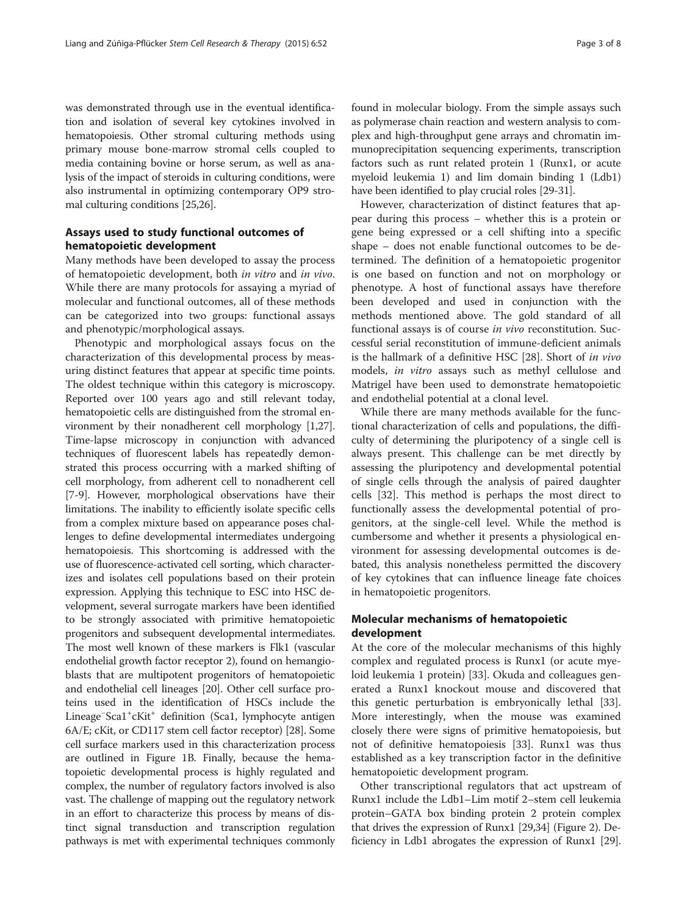was demonstrated through use in the eventual identification and isolation of several key cytokines involved in hematopoiesis. Other stromal culturing methods using primary mouse bone-marrow stromal cells coupled to media containing bovine or horse serum, as well as analysis of the impact of steroids in culturing conditions, were also instrumental in optimizing contemporary OP9 stromal culturing conditions [25,26].

## Assays used to study functional outcomes of hematopoietic development

Many methods have been developed to assay the process of hematopoietic development, both *in vitro* and *in vivo*. While there are many protocols for assaying a myriad of molecular and functional outcomes, all of these methods can be categorized into two groups: functional assays and phenotypic/morphological assays.

Phenotypic and morphological assays focus on the characterization of this developmental process by measuring distinct features that appear at specific time points. The oldest technique within this category is microscopy. Reported over 100 years ago and still relevant today, hematopoietic cells are distinguished from the stromal environment by their nonadherent cell morphology [1,27]. Time-lapse microscopy in conjunction with advanced techniques of fluorescent labels has repeatedly demonstrated this process occurring with a marked shifting of cell morphology, from adherent cell to nonadherent cell [7-9]. However, morphological observations have their limitations. The inability to efficiently isolate specific cells from a complex mixture based on appearance poses challenges to define developmental intermediates undergoing hematopoiesis. This shortcoming is addressed with the use of fluorescence-activated cell sorting, which characterizes and isolates cell populations based on their protein expression. Applying this technique to ESC into HSC development, several surrogate markers have been identified to be strongly associated with primitive hematopoietic progenitors and subsequent developmental intermediates. The most well known of these markers is Flk1 (vascular endothelial growth factor receptor 2), found on hemangioblasts that are multipotent progenitors of hematopoietic and endothelial cell lineages [20]. Other cell surface proteins used in the identification of HSCs include the Lineage$^{-}$Sca1$^{+}$cKit$^{+}$ definition (Sca1, lymphocyte antigen 6A/E; cKit, or CD117 stem cell factor receptor) [28]. Some cell surface markers used in this characterization process are outlined in Figure 1B. Finally, because the hematopoietic developmental process is highly regulated and complex, the number of regulatory factors involved is also vast. The challenge of mapping out the regulatory network in an effort to characterize this process by means of distinct signal transduction and transcription regulation pathways is met with experimental techniques commonly found in molecular biology. From the simple assays such as polymerase chain reaction and western analysis to complex and high-throughput gene arrays and chromatin immunoprecipitation sequencing experiments, transcription factors such as runt related protein 1 (Runx1, or acute myeloid leukemia 1) and lim domain binding 1 (Ldb1) have been identified to play crucial roles [29-31].

However, characterization of distinct features that appear during this process – whether this is a protein or gene being expressed or a cell shifting into a specific shape – does not enable functional outcomes to be determined. The definition of a hematopoietic progenitor is one based on function and not on morphology or phenotype. A host of functional assays have therefore been developed and used in conjunction with the methods mentioned above. The gold standard of all functional assays is of course *in vivo* reconstitution. Successful serial reconstitution of immune-deficient animals is the hallmark of a definitive HSC [28]. Short of *in vivo* models, *in vitro* assays such as methyl cellulose and Matrigel have been used to demonstrate hematopoietic and endothelial potential at a clonal level.

While there are many methods available for the functional characterization of cells and populations, the difficulty of determining the pluripotency of a single cell is always present. This challenge can be met directly by assessing the pluripotency and developmental potential of single cells through the analysis of paired daughter cells [32]. This method is perhaps the most direct to functionally assess the developmental potential of progenitors, at the single-cell level. While the method is cumbersome and whether it presents a physiological environment for assessing developmental outcomes is debated, this analysis nonetheless permitted the discovery of key cytokines that can influence lineage fate choices in hematopoietic progenitors.

## Molecular mechanisms of hematopoietic development

At the core of the molecular mechanisms of this highly complex and regulated process is Runx1 (or acute myeloid leukemia 1 protein) [33]. Okuda and colleagues generated a Runx1 knockout mouse and discovered that this genetic perturbation is embryonically lethal [33]. More interestingly, when the mouse was examined closely there were signs of primitive hematopoiesis, but not of definitive hematopoiesis [33]. Runx1 was thus established as a key transcription factor in the definitive hematopoietic development program.

Other transcriptional regulators that act upstream of Runx1 include the Ldb1–Lim motif 2–stem cell leukemia protein–GATA box binding protein 2 protein complex that drives the expression of Runx1 [29,34] (Figure 2). Deficiency in Ldb1 abrogates the expression of Runx1 [29].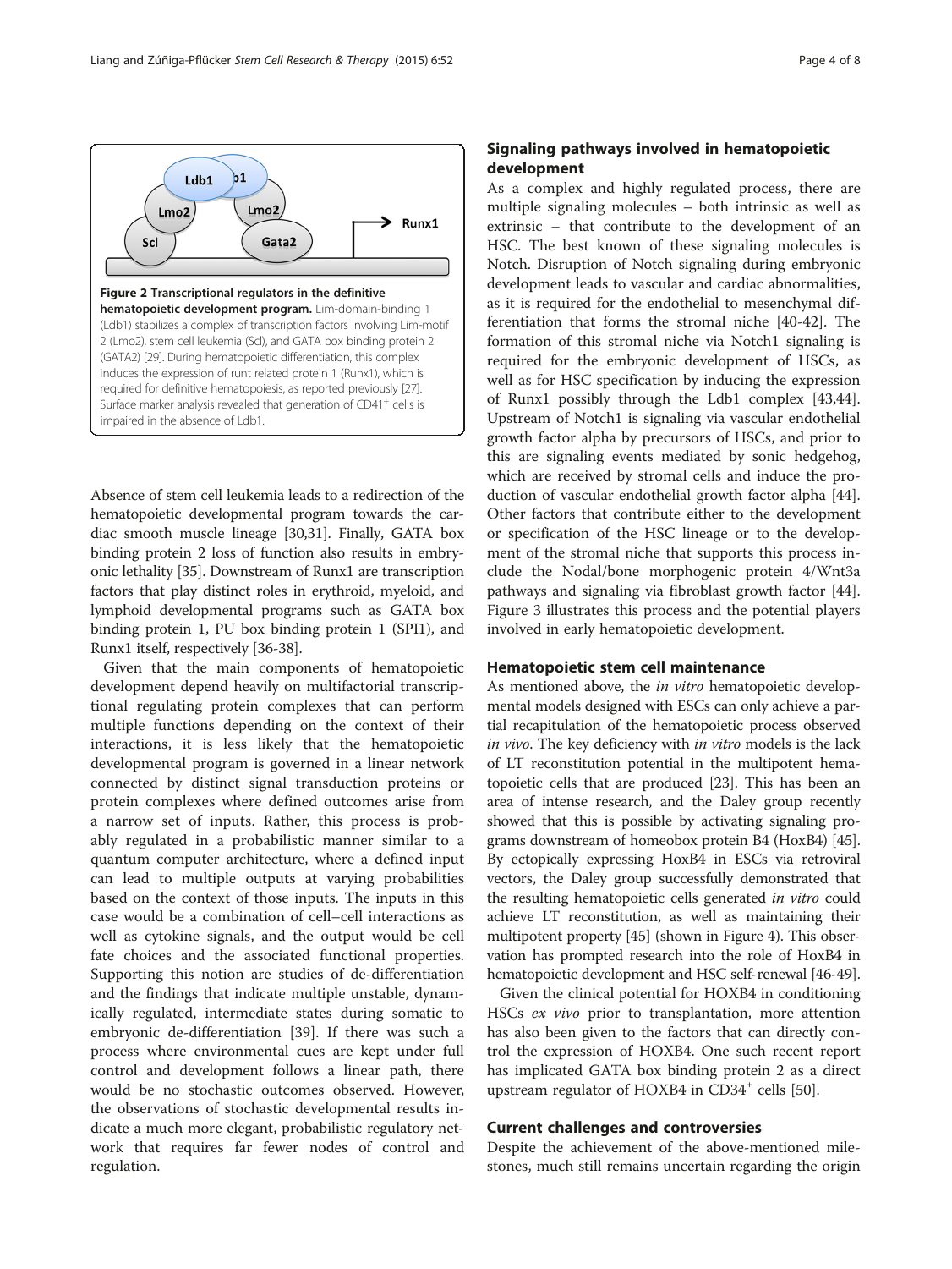**Figure 2 Transcriptional regulators in the definitive hematopoietic development program.** Lim-domain-binding 1 (Ldb1) stabilizes a complex of transcription factors involving Lim-motif 2 (Lmo2), stem cell leukemia (Scl), and GATA box binding protein 2 (GATA2) [29]. During hematopoietic differentiation, this complex induces the expression of runt related protein 1 (Runx1), which is required for definitive hematopoiesis, as reported previously [27]. Surface marker analysis revealed that generation of CD41$^+$ cells is impaired in the absence of Ldb1.

Absence of stem cell leukemia leads to a redirection of the hematopoietic developmental program towards the cardiac smooth muscle lineage [30,31]. Finally, GATA box binding protein 2 loss of function also results in embryonic lethality [35]. Downstream of Runx1 are transcription factors that play distinct roles in erythroid, myeloid, and lymphoid developmental programs such as GATA box binding protein 1, PU box binding protein 1 (SPI1), and Runx1 itself, respectively [36-38].

Given that the main components of hematopoietic development depend heavily on multifactorial transcriptional regulating protein complexes that can perform multiple functions depending on the context of their interactions, it is less likely that the hematopoietic developmental program is governed in a linear network connected by distinct signal transduction proteins or protein complexes where defined outcomes arise from a narrow set of inputs. Rather, this process is probably regulated in a probabilistic manner similar to a quantum computer architecture, where a defined input can lead to multiple outputs at varying probabilities based on the context of those inputs. The inputs in this case would be a combination of cell–cell interactions as well as cytokine signals, and the output would be cell fate choices and the associated functional properties. Supporting this notion are studies of de-differentiation and the findings that indicate multiple unstable, dynamically regulated, intermediate states during somatic to embryonic de-differentiation [39]. If there was such a process where environmental cues are kept under full control and development follows a linear path, there would be no stochastic outcomes observed. However, the observations of stochastic developmental results indicate a much more elegant, probabilistic regulatory network that requires far fewer nodes of control and regulation.

## Signaling pathways involved in hematopoietic development

As a complex and highly regulated process, there are multiple signaling molecules – both intrinsic as well as extrinsic – that contribute to the development of an HSC. The best known of these signaling molecules is Notch. Disruption of Notch signaling during embryonic development leads to vascular and cardiac abnormalities, as it is required for the endothelial to mesenchymal differentiation that forms the stromal niche [40-42]. The formation of this stromal niche via Notch1 signaling is required for the embryonic development of HSCs, as well as for HSC specification by inducing the expression of Runx1 possibly through the Ldb1 complex [43,44]. Upstream of Notch1 is signaling via vascular endothelial growth factor alpha by precursors of HSCs, and prior to this are signaling events mediated by sonic hedgehog, which are received by stromal cells and induce the production of vascular endothelial growth factor alpha [44]. Other factors that contribute either to the development or specification of the HSC lineage or to the development of the stromal niche that supports this process include the Nodal/bone morphogenic protein 4/Wnt3a pathways and signaling via fibroblast growth factor [44]. Figure 3 illustrates this process and the potential players involved in early hematopoietic development.

## Hematopoietic stem cell maintenance

As mentioned above, the *in vitro* hematopoietic developmental models designed with ESCs can only achieve a partial recapitulation of the hematopoietic process observed *in vivo*. The key deficiency with *in vitro* models is the lack of LT reconstitution potential in the multipotent hematopoietic cells that are produced [23]. This has been an area of intense research, and the Daley group recently showed that this is possible by activating signaling programs downstream of homeobox protein B4 (HoxB4) [45]. By ectopically expressing HoxB4 in ESCs via retroviral vectors, the Daley group successfully demonstrated that the resulting hematopoietic cells generated *in vitro* could achieve LT reconstitution, as well as maintaining their multipotent property [45] (shown in Figure 4). This observation has prompted research into the role of HoxB4 in hematopoietic development and HSC self-renewal [46-49].

Given the clinical potential for HOXB4 in conditioning HSCs *ex vivo* prior to transplantation, more attention has also been given to the factors that can directly control the expression of HOXB4. One such recent report has implicated GATA box binding protein 2 as a direct upstream regulator of HOXB4 in CD34$^+$ cells [50].

## Current challenges and controversies

Despite the achievement of the above-mentioned milestones, much still remains uncertain regarding the origin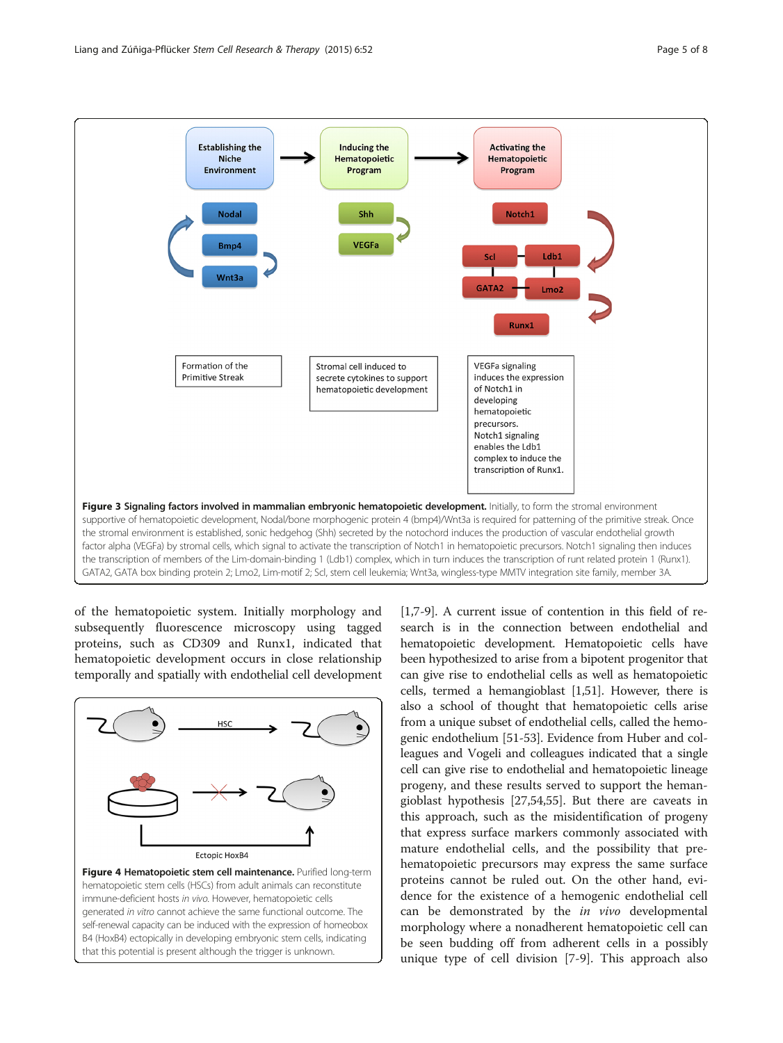**Figure 3 Signaling factors involved in mammalian embryonic hematopoietic development.** Initially, to form the stromal environment supportive of hematopoietic development, Nodal/bone morphogenic protein 4 (bmp4)/Wnt3a is required for patterning of the primitive streak. Once the stromal environment is established, sonic hedgehog (Shh) secreted by the notochord induces the production of vascular endothelial growth factor alpha (VEGFa) by stromal cells, which signal to activate the transcription of Notch1 in hematopoietic precursors. Notch1 signaling then induces the transcription of members of the Lim-domain-binding 1 (Ldb1) complex, which in turn induces the transcription of runt related protein 1 (Runx1). GATA2, GATA box binding protein 2; Lmo2, Lim-motif 2; Scl, stem cell leukemia; Wnt3a, wingless-type MMTV integration site family, member 3A.

of the hematopoietic system. Initially morphology and subsequently fluorescence microscopy using tagged proteins, such as CD309 and Runx1, indicated that hematopoietic development occurs in close relationship temporally and spatially with endothelial cell development [1,7-9]. A current issue of contention in this field of research is in the connection between endothelial and hematopoietic development. Hematopoietic cells have been hypothesized to arise from a bipotent progenitor that can give rise to endothelial cells as well as hematopoietic cells, termed a hemangioblast [1,51]. However, there is also a school of thought that hematopoietic cells arise from a unique subset of endothelial cells, called the hemogenic endothelium [51-53]. Evidence from Huber and colleagues and Vogeli and colleagues indicated that a single cell can give rise to endothelial and hematopoietic lineage progeny, and these results served to support the hemangioblast hypothesis [27,54,55]. But there are caveats in this approach, such as the misidentification of progeny that express surface markers commonly associated with mature endothelial cells, and the possibility that pre-hematopoietic precursors may express the same surface proteins cannot be ruled out. On the other hand, evidence for the existence of a hemogenic endothelial cell can be demonstrated by the *in vivo* developmental morphology where a nonadherent hematopoietic cell can be seen budding off from adherent cells in a possibly unique type of cell division [7-9]. This approach also

**Figure 4 Hematopoietic stem cell maintenance.** Purified long-term hematopoietic stem cells (HSCs) from adult animals can reconstitute immune-deficient hosts *in vivo*. However, hematopoietic cells generated *in vitro* cannot achieve the same functional outcome. The self-renewal capacity can be induced with the expression of homeobox B4 (HoxB4) ectopically in developing embryonic stem cells, indicating that this potential is present although the trigger is unknown.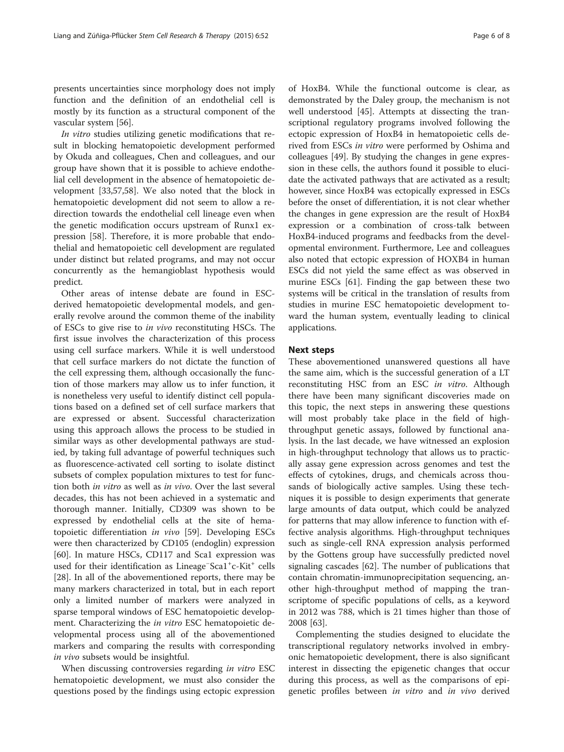presents uncertainties since morphology does not imply function and the definition of an endothelial cell is mostly by its function as a structural component of the vascular system [56].

*In vitro* studies utilizing genetic modifications that result in blocking hematopoietic development performed by Okuda and colleagues, Chen and colleagues, and our group have shown that it is possible to achieve endothelial cell development in the absence of hematopoietic development [33,57,58]. We also noted that the block in hematopoietic development did not seem to allow a redirection towards the endothelial cell lineage even when the genetic modification occurs upstream of Runx1 expression [58]. Therefore, it is more probable that endothelial and hematopoietic cell development are regulated under distinct but related programs, and may not occur concurrently as the hemangioblast hypothesis would predict.

Other areas of intense debate are found in ESC-derived hematopoietic developmental models, and generally revolve around the common theme of the inability of ESCs to give rise to *in vivo* reconstituting HSCs. The first issue involves the characterization of this process using cell surface markers. While it is well understood that cell surface markers do not dictate the function of the cell expressing them, although occasionally the function of those markers may allow us to infer function, it is nonetheless very useful to identify distinct cell populations based on a defined set of cell surface markers that are expressed or absent. Successful characterization using this approach allows the process to be studied in similar ways as other developmental pathways are studied, by taking full advantage of powerful techniques such as fluorescence-activated cell sorting to isolate distinct subsets of complex population mixtures to test for function both *in vitro* as well as *in vivo*. Over the last several decades, this has not been achieved in a systematic and thorough manner. Initially, CD309 was shown to be expressed by endothelial cells at the site of hematopoietic differentiation *in vivo* [59]. Developing ESCs were then characterized by CD105 (endoglin) expression [60]. In mature HSCs, CD117 and Sca1 expression was used for their identification as Lineage$^-$Sca1$^+$c-Kit$^+$ cells [28]. In all of the abovementioned reports, there may be many markers characterized in total, but in each report only a limited number of markers were analyzed in sparse temporal windows of ESC hematopoietic development. Characterizing the *in vitro* ESC hematopoietic developmental process using all of the abovementioned markers and comparing the results with corresponding *in vivo* subsets would be insightful.

When discussing controversies regarding *in vitro* ESC hematopoietic development, we must also consider the questions posed by the findings using ectopic expression of HoxB4. While the functional outcome is clear, as demonstrated by the Daley group, the mechanism is not well understood [45]. Attempts at dissecting the transcriptional regulatory programs involved following the ectopic expression of HoxB4 in hematopoietic cells derived from ESCs *in vitro* were performed by Oshima and colleagues [49]. By studying the changes in gene expression in these cells, the authors found it possible to elucidate the activated pathways that are activated as a result; however, since HoxB4 was ectopically expressed in ESCs before the onset of differentiation, it is not clear whether the changes in gene expression are the result of HoxB4 expression or a combination of cross-talk between HoxB4-induced programs and feedbacks from the developmental environment. Furthermore, Lee and colleagues also noted that ectopic expression of HOXB4 in human ESCs did not yield the same effect as was observed in murine ESCs [61]. Finding the gap between these two systems will be critical in the translation of results from studies in murine ESC hematopoietic development toward the human system, eventually leading to clinical applications.

## Next steps

These abovementioned unanswered questions all have the same aim, which is the successful generation of a LT reconstituting HSC from an ESC *in vitro*. Although there have been many significant discoveries made on this topic, the next steps in answering these questions will most probably take place in the field of high-throughput genetic assays, followed by functional analysis. In the last decade, we have witnessed an explosion in high-throughput technology that allows us to practically assay gene expression across genomes and test the effects of cytokines, drugs, and chemicals across thousands of biologically active samples. Using these techniques it is possible to design experiments that generate large amounts of data output, which could be analyzed for patterns that may allow inference to function with effective analysis algorithms. High-throughput techniques such as single-cell RNA expression analysis performed by the Gottens group have successfully predicted novel signaling cascades [62]. The number of publications that contain chromatin-immunoprecipitation sequencing, another high-throughput method of mapping the transcriptome of specific populations of cells, as a keyword in 2012 was 788, which is 21 times higher than those of 2008 [63].

Complementing the studies designed to elucidate the transcriptional regulatory networks involved in embryonic hematopoietic development, there is also significant interest in dissecting the epigenetic changes that occur during this process, as well as the comparisons of epigenetic profiles between *in vitro* and *in vivo* derived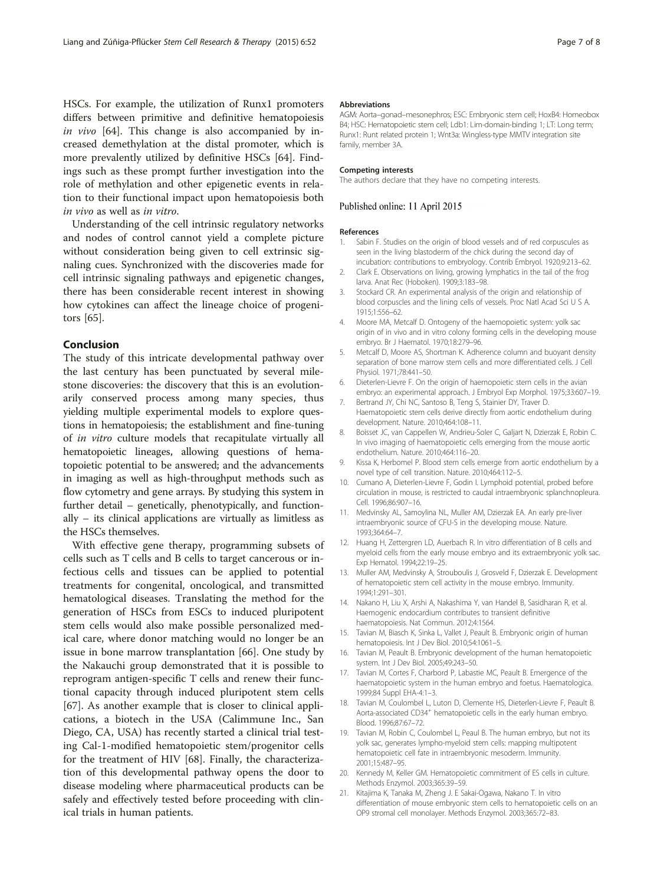HSCs. For example, the utilization of Runx1 promoters differs between primitive and definitive hematopoiesis *in vivo* [64]. This change is also accompanied by increased demethylation at the distal promoter, which is more prevalently utilized by definitive HSCs [64]. Findings such as these prompt further investigation into the role of methylation and other epigenetic events in relation to their functional impact upon hematopoiesis both *in vivo* as well as *in vitro*.

Understanding of the cell intrinsic regulatory networks and nodes of control cannot yield a complete picture without consideration being given to cell extrinsic signaling cues. Synchronized with the discoveries made for cell intrinsic signaling pathways and epigenetic changes, there has been considerable recent interest in showing how cytokines can affect the lineage choice of progenitors [65].

## Conclusion

The study of this intricate developmental pathway over the last century has been punctuated by several milestone discoveries: the discovery that this is an evolutionarily conserved process among many species, thus yielding multiple experimental models to explore questions in hematopoiesis; the establishment and fine-tuning of *in vitro* culture models that recapitulate virtually all hematopoietic lineages, allowing questions of hematopoietic potential to be answered; and the advancements in imaging as well as high-throughput methods such as flow cytometry and gene arrays. By studying this system in further detail – genetically, phenotypically, and functionally – its clinical applications are virtually as limitless as the HSCs themselves.

With effective gene therapy, programming subsets of cells such as T cells and B cells to target cancerous or infectious cells and tissues can be applied to potential treatments for congenital, oncological, and transmitted hematological diseases. Translating the method for the generation of HSCs from ESCs to induced pluripotent stem cells would also make possible personalized medical care, where donor matching would no longer be an issue in bone marrow transplantation [66]. One study by the Nakauchi group demonstrated that it is possible to reprogram antigen-specific T cells and renew their functional capacity through induced pluripotent stem cells [67]. As another example that is closer to clinical applications, a biotech in the USA (Calimmune Inc., San Diego, CA, USA) has recently started a clinical trial testing Cal-1-modified hematopoietic stem/progenitor cells for the treatment of HIV [68]. Finally, the characterization of this developmental pathway opens the door to disease modeling where pharmaceutical products can be safely and effectively tested before proceeding with clinical trials in human patients.

#### Abbreviations

AGM: Aorta–gonad–mesonephros; ESC: Embryonic stem cell; HoxB4: Homeobox B4; HSC: Hematopoietic stem cell; Ldb1: Lim-domain-binding 1; LT: Long term; Runx1: Runt related protein 1; Wnt3a: Wingless-type MMTV integration site family, member 3A.

#### Competing interests

The authors declare that they have no competing interests.

Published online: 11 April 2015

#### References

1. Sabin F. Studies on the origin of blood vessels and of red corpuscules as seen in the living blastoderm of the chick during the second day of incubation: contributions to embryology. Contrib Embryol. 1920;9:213–62.
2. Clark E. Observations on living, growing lymphatics in the tail of the frog larva. Anat Rec (Hoboken). 1909;3:183–98.
3. Stockard CR. An experimental analysis of the origin and relationship of blood corpuscles and the lining cells of vessels. Proc Natl Acad Sci U S A. 1915;1:556–62.
4. Moore MA, Metcalf D. Ontogeny of the haemopoietic system: yolk sac origin of in vivo and in vitro colony forming cells in the developing mouse embryo. Br J Haematol. 1970;18:279–96.
5. Metcalf D, Moore AS, Shortman K. Adherence column and buoyant density separation of bone marrow stem cells and more differentiated cells. J Cell Physiol. 1971;78:441–50.
6. Dieterlen-Lievre F. On the origin of haemopoietic stem cells in the avian embryo: an experimental approach. J Embryol Exp Morphol. 1975;33:607–19.
7. Bertrand JY, Chi NC, Santoso B, Teng S, Stainier DY, Traver D. Haematopoietic stem cells derive directly from aortic endothelium during development. Nature. 2010;464:108–11.
8. Boisset JC, van Cappellen W, Andrieu-Soler C, Galjart N, Dzierzak E, Robin C. In vivo imaging of haematopoietic cells emerging from the mouse aortic endothelium. Nature. 2010;464:116–20.
9. Kissa K, Herbomel P. Blood stem cells emerge from aortic endothelium by a novel type of cell transition. Nature. 2010;464:112–5.
10. Cumano A, Dieterlen-Lievre F, Godin I. Lymphoid potential, probed before circulation in mouse, is restricted to caudal intraembryonic splanchnopleura. Cell. 1996;86:907–16.
11. Medvinsky AL, Samoylina NL, Muller AM, Dzierzak EA. An early pre-liver intraembryonic source of CFU-S in the developing mouse. Nature. 1993;364:64–7.
12. Huang H, Zettergren LD, Auerbach R. In vitro differentiation of B cells and myeloid cells from the early mouse embryo and its extraembryonic yolk sac. Exp Hematol. 1994;22:19–25.
13. Muller AM, Medvinsky A, Strouboulis J, Grosveld F, Dzierzak E. Development of hematopoietic stem cell activity in the mouse embryo. Immunity. 1994;1:291–301.
14. Nakano H, Liu X, Arshi A, Nakashima Y, van Handel B, Sasidharan R, et al. Haemogenic endocardium contributes to transient definitive haematopoiesis. Nat Commun. 2012;4:1564.
15. Tavian M, Biasch K, Sinka L, Vallet J, Peault B. Embryonic origin of human hematopoiesis. Int J Dev Biol. 2010;54:1061–5.
16. Tavian M, Peault B. Embryonic development of the human hematopoietic system. Int J Dev Biol. 2005;49:243–50.
17. Tavian M, Cortes F, Charbord P, Labastie MC, Peault B. Emergence of the haematopoietic system in the human embryo and foetus. Haematologica. 1999;84 Suppl EHA-4:1–3.
18. Tavian M, Coulombel L, Luton D, Clemente HS, Dieterlen-Lievre F, Peault B. Aorta-associated CD34+ hematopoietic cells in the early human embryo. Blood. 1996;87:67–72.
19. Tavian M, Robin C, Coulombel L, Peaul B. The human embryo, but not its yolk sac, generates lympho-myeloid stem cells: mapping multipotent hematopoietic cell fate in intraembryonic mesoderm. Immunity. 2001;15:487–95.
20. Kennedy M, Keller GM. Hematopoietic commitment of ES cells in culture. Methods Enzymol. 2003;365:39–59.
21. Kitajima K, Tanaka M, Zheng J. E Sakai-Ogawa, Nakano T. In vitro differentiation of mouse embryonic stem cells to hematopoietic cells on an OP9 stromal cell monolayer. Methods Enzymol. 2003;365:72–83.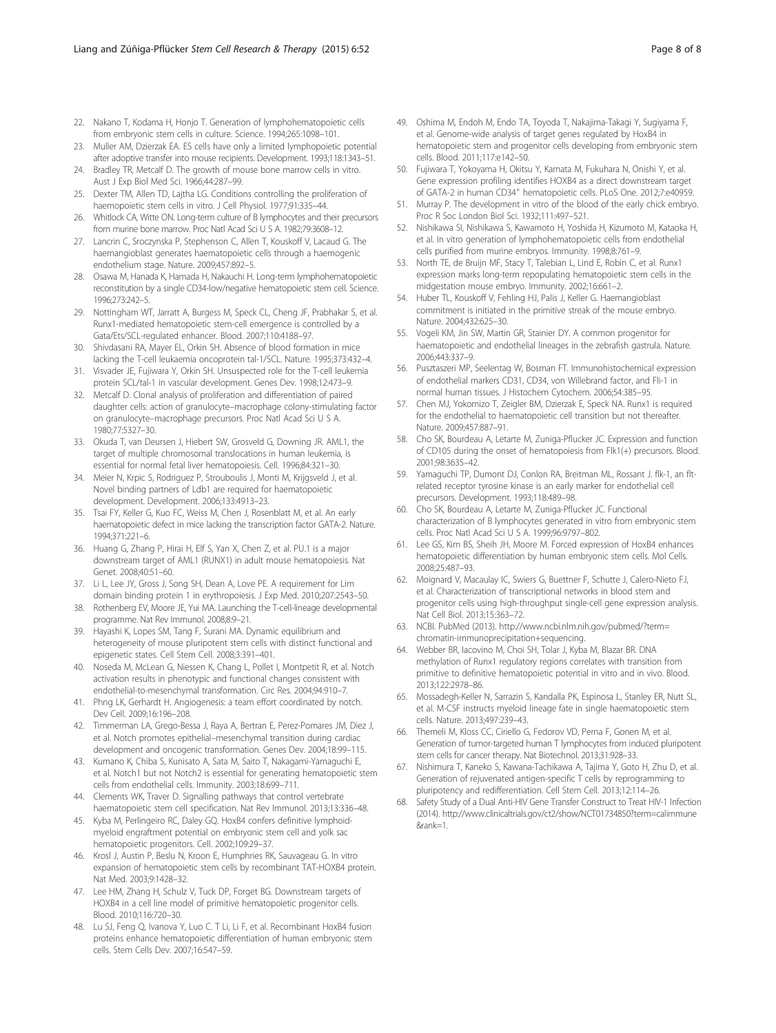22. Nakano T, Kodama H, Honjo T. Generation of lymphohematopoietic cells from embryonic stem cells in culture. Science. 1994;265:1098–101.
23. Muller AM, Dzierzak EA. ES cells have only a limited lymphopoietic potential after adoptive transfer into mouse recipients. Development. 1993;118:1343–51.
24. Bradley TR, Metcalf D. The growth of mouse bone marrow cells in vitro. Aust J Exp Biol Med Sci. 1966;44:287–99.
25. Dexter TM, Allen TD, Lajtha LG. Conditions controlling the proliferation of haemopoietic stem cells in vitro. J Cell Physiol. 1977;91:335–44.
26. Whitlock CA, Witte ON. Long-term culture of B lymphocytes and their precursors from murine bone marrow. Proc Natl Acad Sci U S A. 1982;79:3608–12.
27. Lancrin C, Sroczynska P, Stephenson C, Allen T, Kouskoff V, Lacaud G. The haemangioblast generates haematopoietic cells through a haemogenic endothelium stage. Nature. 2009;457:892–5.
28. Osawa M, Hanada K, Hamada H, Nakauchi H. Long-term lymphohematopoietic reconstitution by a single CD34-low/negative hematopoietic stem cell. Science. 1996;273:242–5.
29. Nottingham WT, Jarratt A, Burgess M, Speck CL, Cheng JF, Prabhakar S, et al. Runx1-mediated hematopoietic stem-cell emergence is controlled by a Gata/Ets/SCL-regulated enhancer. Blood. 2007;110:4188–97.
30. Shivdasani RA, Mayer EL, Orkin SH. Absence of blood formation in mice lacking the T-cell leukaemia oncoprotein tal-1/SCL. Nature. 1995;373:432–4.
31. Visvader JE, Fujiwara Y, Orkin SH. Unsuspected role for the T-cell leukemia protein SCL/tal-1 in vascular development. Genes Dev. 1998;12:473–9.
32. Metcalf D. Clonal analysis of proliferation and differentiation of paired daughter cells: action of granulocyte–macrophage colony-stimulating factor on granulocyte–macrophage precursors. Proc Natl Acad Sci U S A. 1980;77:5327–30.
33. Okuda T, van Deursen J, Hiebert SW, Grosveld G, Downing JR. AML1, the target of multiple chromosomal translocations in human leukemia, is essential for normal fetal liver hematopoiesis. Cell. 1996;84:321–30.
34. Meier N, Krpic S, Rodriguez P, Strouboulis J, Monti M, Krijgsveld J, et al. Novel binding partners of Ldb1 are required for haematopoietic development. Development. 2006;133:4913–23.
35. Tsai FY, Keller G, Kuo FC, Weiss M, Chen J, Rosenblatt M, et al. An early haematopoietic defect in mice lacking the transcription factor GATA-2. Nature. 1994;371:221–6.
36. Huang G, Zhang P, Hirai H, Elf S, Yan X, Chen Z, et al. PU.1 is a major downstream target of AML1 (RUNX1) in adult mouse hematopoiesis. Nat Genet. 2008;40:51–60.
37. Li L, Lee JY, Gross J, Song SH, Dean A, Love PE. A requirement for Lim domain binding protein 1 in erythropoiesis. J Exp Med. 2010;207:2543–50.
38. Rothenberg EV, Moore JE, Yui MA. Launching the T-cell-lineage developmental programme. Nat Rev Immunol. 2008;8:9–21.
39. Hayashi K, Lopes SM, Tang F, Surani MA. Dynamic equilibrium and heterogeneity of mouse pluripotent stem cells with distinct functional and epigenetic states. Cell Stem Cell. 2008;3:391–401.
40. Noseda M, McLean G, Niessen K, Chang L, Pollet I, Montpetit R, et al. Notch activation results in phenotypic and functional changes consistent with endothelial-to-mesenchymal transformation. Circ Res. 2004;94:910–7.
41. Phng LK, Gerhardt H. Angiogenesis: a team effort coordinated by notch. Dev Cell. 2009;16:196–208.
42. Timmerman LA, Grego-Bessa J, Raya A, Bertran E, Perez-Pomares JM, Diez J, et al. Notch promotes epithelial–mesenchymal transition during cardiac development and oncogenic transformation. Genes Dev. 2004;18:99–115.
43. Kumano K, Chiba S, Kunisato A, Sata M, Saito T, Nakagami-Yamaguchi E, et al. Notch1 but not Notch2 is essential for generating hematopoietic stem cells from endothelial cells. Immunity. 2003;18:699–711.
44. Clements WK, Traver D. Signalling pathways that control vertebrate haematopoietic stem cell specification. Nat Rev Immunol. 2013;13:336–48.
45. Kyba M, Perlingeiro RC, Daley GQ. HoxB4 confers definitive lymphoid-myeloid engraftment potential on embryonic stem cell and yolk sac hematopoietic progenitors. Cell. 2002;109:29–37.
46. Krosl J, Austin P, Beslu N, Kroon E, Humphries RK, Sauvageau G. In vitro expansion of hematopoietic stem cells by recombinant TAT-HOXB4 protein. Nat Med. 2003;9:1428–32.
47. Lee HM, Zhang H, Schulz V, Tuck DP, Forget BG. Downstream targets of HOXB4 in a cell line model of primitive hematopoietic progenitor cells. Blood. 2010;116:720–30.
48. Lu SJ, Feng Q, Ivanova Y, Luo C. T Li, Li F, et al. Recombinant HoxB4 fusion proteins enhance hematopoietic differentiation of human embryonic stem cells. Stem Cells Dev. 2007;16:547–59.
49. Oshima M, Endoh M, Endo TA, Toyoda T, Nakajima-Takagi Y, Sugiyama F, et al. Genome-wide analysis of target genes regulated by HoxB4 in hematopoietic stem and progenitor cells developing from embryonic stem cells. Blood. 2011;117:e142–50.
50. Fujiwara T, Yokoyama H, Okitsu Y, Kamata M, Fukuhara N, Onishi Y, et al. Gene expression profiling identifies HOXB4 as a direct downstream target of GATA-2 in human CD34+ hematopoietic cells. PLoS One. 2012;7:e40959.
51. Murray P. The development in vitro of the blood of the early chick embryo. Proc R Soc London Biol Sci. 1932;111:497–521.
52. Nishikawa SI, Nishikawa S, Kawamoto H, Yoshida H, Kizumoto M, Kataoka H, et al. In vitro generation of lymphohematopoietic cells from endothelial cells purified from murine embryos. Immunity. 1998;8:761–9.
53. North TE, de Bruijn MF, Stacy T, Talebian L, Lind E, Robin C, et al. Runx1 expression marks long-term repopulating hematopoietic stem cells in the midgestation mouse embryo. Immunity. 2002;16:661–2.
54. Huber TL, Kouskoff V, Fehling HJ, Palis J, Keller G. Haemangioblast commitment is initiated in the primitive streak of the mouse embryo. Nature. 2004;432:625–30.
55. Vogeli KM, Jin SW, Martin GR, Stainier DY. A common progenitor for haematopoietic and endothelial lineages in the zebrafish gastrula. Nature. 2006;443:337–9.
56. Pusztaszeri MP, Seelentag W, Bosman FT. Immunohistochemical expression of endothelial markers CD31, CD34, von Willebrand factor, and Fli-1 in normal human tissues. J Histochem Cytochem. 2006;54:385–95.
57. Chen MJ, Yokomizo T, Zeigler BM, Dzierzak E, Speck NA. Runx1 is required for the endothelial to haematopoietic cell transition but not thereafter. Nature. 2009;457:887–91.
58. Cho SK, Bourdeau A, Letarte M, Zuniga-Pflucker JC. Expression and function of CD105 during the onset of hematopoiesis from Flk1(+) precursors. Blood. 2001;98:3635–42.
59. Yamaguchi TP, Dumont DJ, Conlon RA, Breitman ML, Rossant J. flk-1, an flt-related receptor tyrosine kinase is an early marker for endothelial cell precursors. Development. 1993;118:489–98.
60. Cho SK, Bourdeau A, Letarte M, Zuniga-Pflucker JC. Functional characterization of B lymphocytes generated in vitro from embryonic stem cells. Proc Natl Acad Sci U S A. 1999;96:9797–802.
61. Lee GS, Kim BS, Sheih JH, Moore M. Forced expression of HoxB4 enhances hematopoietic differentiation by human embryonic stem cells. Mol Cells. 2008;25:487–93.
62. Moignard V, Macaulay IC, Swiers G, Buettner F, Schutte J, Calero-Nieto FJ, et al. Characterization of transcriptional networks in blood stem and progenitor cells using high-throughput single-cell gene expression analysis. Nat Cell Biol. 2013;15:363–72.
63. NCBI. PubMed (2013). http://www.ncbi.nlm.nih.gov/pubmed/?term=chromatin-immunoprecipitation+sequencing.
64. Webber BR, Iacovino M, Choi SH, Tolar J, Kyba M, Blazar BR. DNA methylation of Runx1 regulatory regions correlates with transition from primitive to definitive hematopoietic potential in vitro and in vivo. Blood. 2013;122:2978–86.
65. Mossadegh-Keller N, Sarrazin S, Kandalla PK, Espinosa L, Stanley ER, Nutt SL, et al. M-CSF instructs myeloid lineage fate in single haematopoietic stem cells. Nature. 2013;497:239–43.
66. Themeli M, Kloss CC, Ciriello G, Fedorov VD, Perna F, Gonen M, et al. Generation of tumor-targeted human T lymphocytes from induced pluripotent stem cells for cancer therapy. Nat Biotechnol. 2013;31:928–33.
67. Nishimura T, Kaneko S, Kawana-Tachikawa A, Tajima Y, Goto H, Zhu D, et al. Generation of rejuvenated antigen-specific T cells by reprogramming to pluripotency and redifferentiation. Cell Stem Cell. 2013;12:114–26.
68. Safety Study of a Dual Anti-HIV Gene Transfer Construct to Treat HIV-1 Infection (2014). http://www.clinicaltrials.gov/ct2/show/NCT01734850?term=calimmune&rank=1.